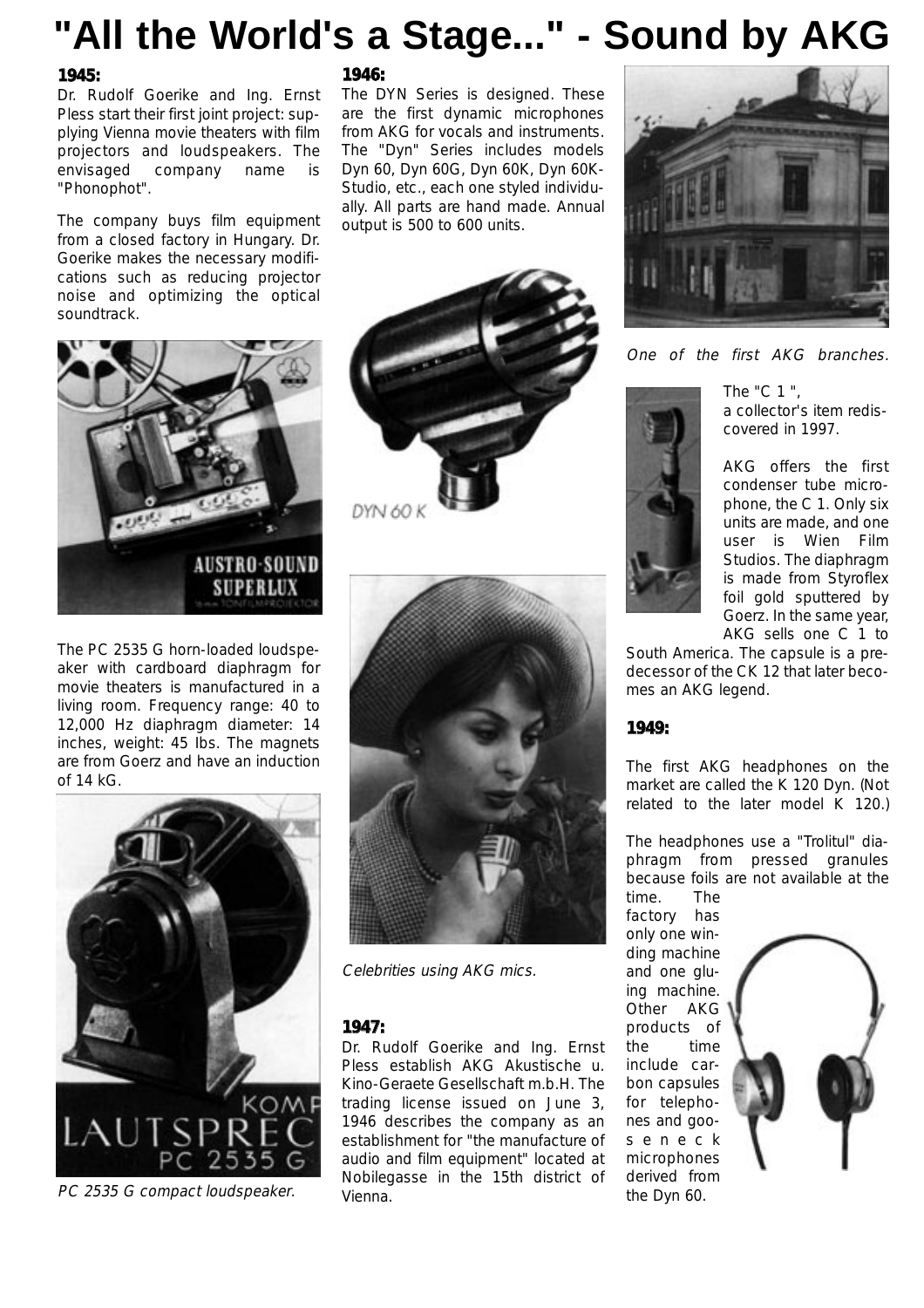# "All the World's a Stage..." - Sound by AKG

**1945:**

Dr. Rudolf Goerike and Ing. Ernst Pless start their first joint project: supplying Vienna movie theaters with film projectors and loudspeakers. The envisaged company name is "Phonophot".

The company buys film equipment from a closed factory in Hungary. Dr. Goerike makes the necessary modifications such as reducing projector noise and optimizing the optical soundtrack.

The PC 2535 G horn-loaded loudspeaker with cardboard diaphragm for movie theaters is manufactured in a living room. Frequency range: 40 to 12,000 Hz diaphragm diameter: 14 inches, weight: 45 lbs. The magnets are from Goerz and have an induction of 14 kG.

*PC 2535 G compact loudspeaker.*

**1946:**

The DYN Series is designed. These are the first dynamic microphones from AKG for vocals and instruments. The "Dyn" Series includes models Dyn 60, Dyn 60G, Dyn 60K, Dyn 60K-Studio, etc., each one styled individually. All parts are hand made. Annual output is 500 to 600 units.

DYN 60 K

*Celebrities using AKG mics.*

**1947:**

Dr. Rudolf Goerike and Ing. Ernst Pless establish AKG Akustische u. Kino-Geraete Gesellschaft m.b.H. The trading license issued on June 3, 1946 describes the company as an establishment for "the manufacture of audio and film equipment" located at Nobilegasse in the 15th district of Vienna.

*One of the first AKG branches.*

The "C 1", a collector's item rediscovered in 1997.

AKG offers the first condenser tube microphone, the C 1. Only six units are made, and one user is Wien Film Studios. The diaphragm is made from Styroflex foil gold sputtered by Goerz. In the same year, AKG sells one C 1 to South America. The capsule is a predecessor of the CK 12 that later becomes an AKG legend.

**1949:**

The first AKG headphones on the market are called the K 120 Dyn. (Not related to the later model K 120.)

The headphones use a "Trolitul" diaphragm from pressed granules because foils are not available at the time. The factory has only one winding machine and one gluing machine. Other AKG products of the time include carbon capsules for telephones and gooseneck microphones derived from the Dyn 60.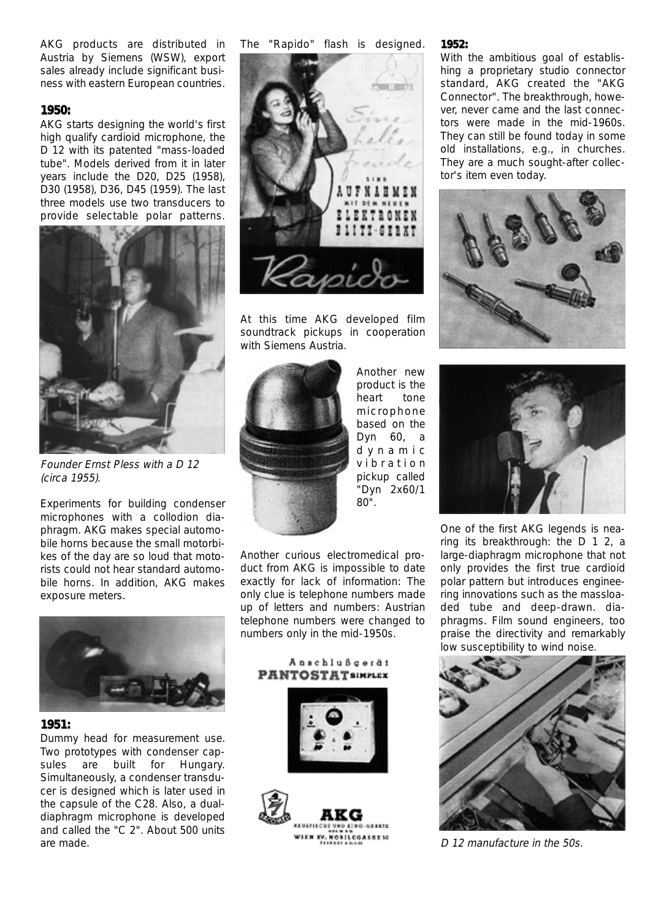AKG products are distributed in Austria by Siemens (WSW), export sales already include significant business with eastern European countries.

**1950:**

AKG starts designing the world's first high qualify cardioid microphone, the D 12 with its patented "mass-loaded tube". Models derived from it in later years include the D20, D25 (1958), D30 (1958), D36, D45 (1959). The last three models use two transducers to provide selectable polar patterns.

*Founder Ernst Pless with a D 12 (circa 1955).*

Experiments for building condenser microphones with a collodion diaphragm. AKG makes special automobile horns because the small motorbikes of the day are so loud that motorists could not hear standard automobile horns. In addition, AKG makes exposure meters.

**1951:**

Dummy head for measurement use. Two prototypes with condenser capsules are built for Hungary. Simultaneously, a condenser transducer is designed which is later used in the capsule of the C28. Also, a dual-diaphragm microphone is developed and called the "C 2". About 500 units are made.

The "Rapido" flash is designed.

At this time AKG developed film soundtrack pickups in cooperation with Siemens Austria.

Another new product is the heart tone microphone based on the Dyn 60, a dynamic vibration pickup called "Dyn 2x60/180".

Another curious electromedical product from AKG is impossible to date exactly for lack of information: The only clue is telephone numbers made up of letters and numbers: Austrian telephone numbers were changed to numbers only in the mid-1950s.

**1952:**

With the ambitious goal of establishing a proprietary studio connector standard, AKG created the "AKG Connector". The breakthrough, however, never came and the last connectors were made in the mid-1960s. They can still be found today in some old installations, e.g., in churches. They are a much sought-after collector's item even today.

One of the first AKG legends is nearing its breakthrough: the D 1 2, a large-diaphragm microphone that not only provides the first true cardioid polar pattern but introduces engineering innovations such as the massloaded tube and deep-drawn. diaphragms. Film sound engineers, too praise the directivity and remarkably low susceptibility to wind noise.

*D 12 manufacture in the 50s.*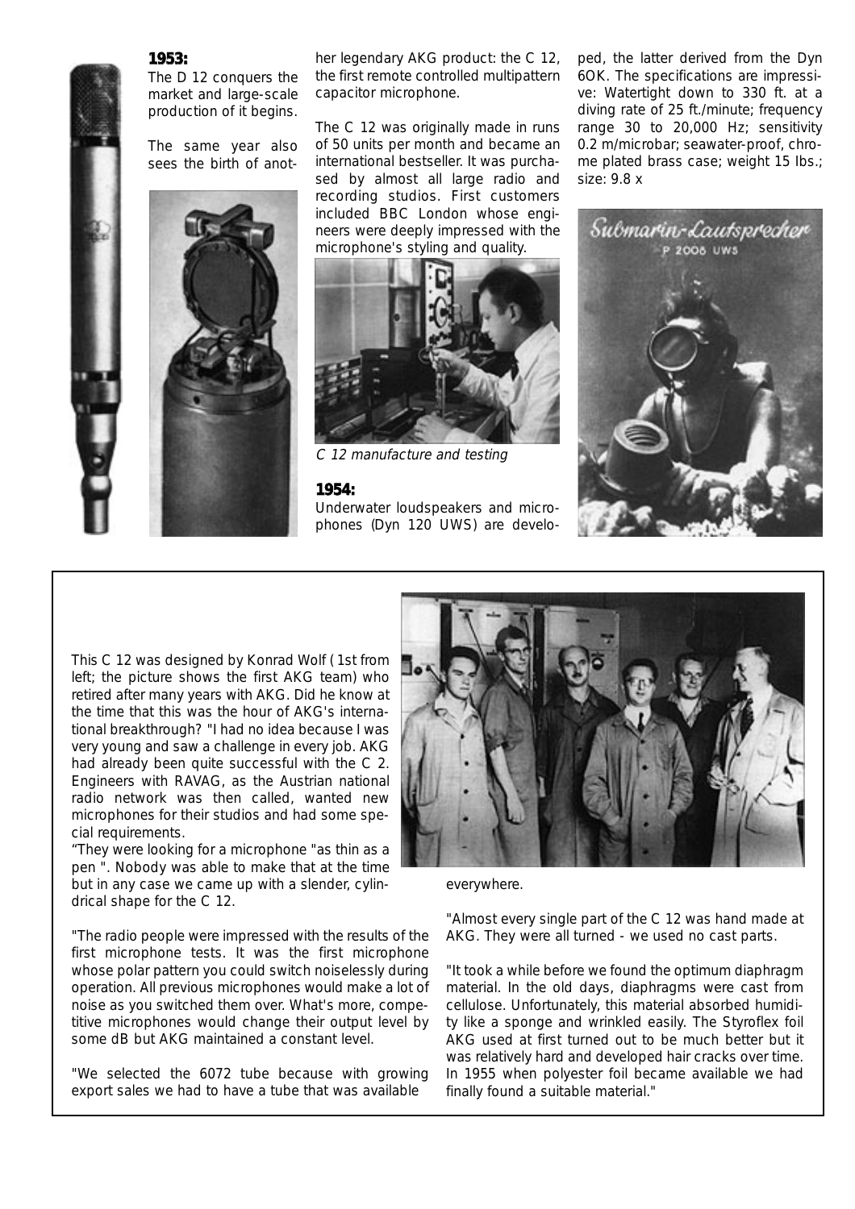**1953:**

The D 12 conquers the market and large-scale production of it begins.

The same year also sees the birth of another legendary AKG product: the C 12, the first remote controlled multipattern capacitor microphone.

The C 12 was originally made in runs of 50 units per month and became an international bestseller. It was purchased by almost all large radio and recording studios. First customers included BBC London whose engineers were deeply impressed with the microphone's styling and quality.

*C 12 manufacture and testing*

**1954:**

Underwater loudspeakers and microphones (Dyn 120 UWS) are developed, the latter derived from the Dyn 60K. The specifications are impressive: Watertight down to 330 ft. at a diving rate of 25 ft./minute; frequency range 30 to 20,000 Hz; sensitivity 0.2 m/microbar; seawater-proof, chrome plated brass case; weight 15 lbs.; size: 9.8 x

Submarin-Lautsprecher P 2008 UWS

This C 12 was designed by Konrad Wolf (1st from left; the picture shows the first AKG team) who retired after many years with AKG. Did he know at the time that this was the hour of AKG's international breakthrough? "I had no idea because I was very young and saw a challenge in every job. AKG had already been quite successful with the C 2. Engineers with RAVAG, as the Austrian national radio network was then called, wanted new microphones for their studios and had some special requirements.

"They were looking for a microphone "as thin as a pen ". Nobody was able to make that at the time but in any case we came up with a slender, cylindrical shape for the C 12.

"The radio people were impressed with the results of the first microphone tests. It was the first microphone whose polar pattern you could switch noiselessly during operation. All previous microphones would make a lot of noise as you switched them over. What's more, competitive microphones would change their output level by some dB but AKG maintained a constant level.

"We selected the 6072 tube because with growing export sales we had to have a tube that was available everywhere.

"Almost every single part of the C 12 was hand made at AKG. They were all turned - we used no cast parts.

"It took a while before we found the optimum diaphragm material. In the old days, diaphragms were cast from cellulose. Unfortunately, this material absorbed humidity like a sponge and wrinkled easily. The Styroflex foil AKG used at first turned out to be much better but it was relatively hard and developed hair cracks over time. In 1955 when polyester foil became available we had finally found a suitable material."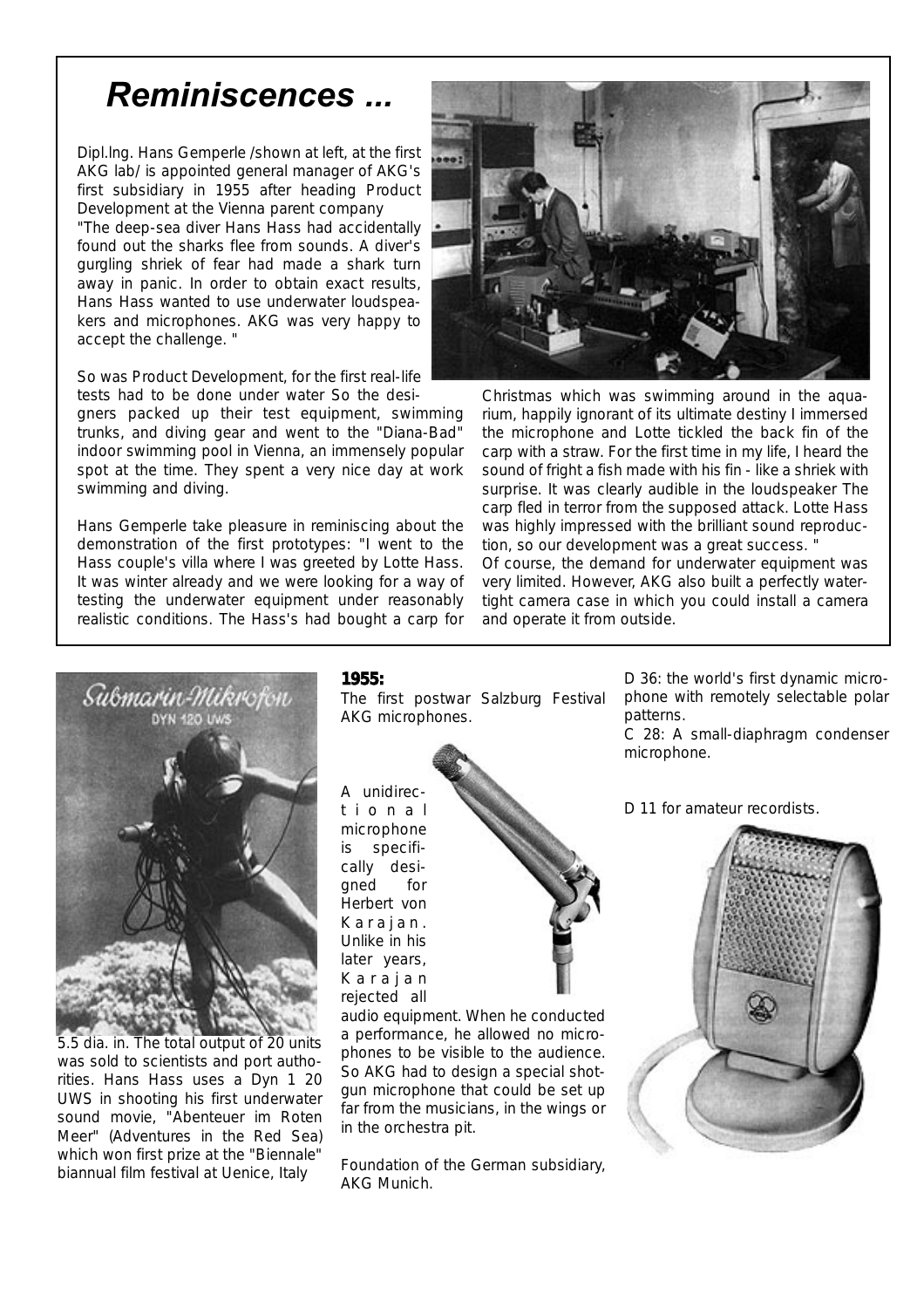# Reminiscences ...

Dipl.Ing. Hans Gemperle /shown at left, at the first AKG lab/ is appointed general manager of AKG's first subsidiary in 1955 after heading Product Development at the Vienna parent company

"The deep-sea diver Hans Hass had accidentally found out the sharks flee from sounds. A diver's gurgling shriek of fear had made a shark turn away in panic. In order to obtain exact results, Hans Hass wanted to use underwater loudspeakers and microphones. AKG was very happy to accept the challenge. "

So was Product Development, for the first real-life tests had to be done under water So the designers packed up their test equipment, swimming trunks, and diving gear and went to the "Diana-Bad" indoor swimming pool in Vienna, an immensely popular spot at the time. They spent a very nice day at work swimming and diving.

Hans Gemperle take pleasure in reminiscing about the demonstration of the first prototypes: "I went to the Hass couple's villa where I was greeted by Lotte Hass. It was winter already and we were looking for a way of testing the underwater equipment under reasonably realistic conditions. The Hass's had bought a carp for Christmas which was swimming around in the aquarium, happily ignorant of its ultimate destiny I immersed the microphone and Lotte tickled the back fin of the carp with a straw. For the first time in my life, I heard the sound of fright a fish made with his fin - like a shriek with surprise. It was clearly audible in the loudspeaker The carp fled in terror from the supposed attack. Lotte Hass was highly impressed with the brilliant sound reproduction, so our development was a great success. "

Of course, the demand for underwater equipment was very limited. However, AKG also built a perfectly watertight camera case in which you could install a camera and operate it from outside.

5.5 dia. in. The total output of 20 units was sold to scientists and port authorities. Hans Hass uses a Dyn 1 20 UWS in shooting his first underwater sound movie, "Abenteuer im Roten Meer" (Adventures in the Red Sea) which won first prize at the "Biennale" biannual film festival at Uenice, Italy

**1955:**

The first postwar Salzburg Festival AKG microphones.

A unidirectional microphone is specifically designed for Herbert von Karajan. Unlike in his later years, Karajan rejected all audio equipment. When he conducted a performance, he allowed no microphones to be visible to the audience. So AKG had to design a special shotgun microphone that could be set up far from the musicians, in the wings or in the orchestra pit.

Foundation of the German subsidiary, AKG Munich.

D 36: the world's first dynamic microphone with remotely selectable polar patterns.

C 28: A small-diaphragm condenser microphone.

D 11 for amateur recordists.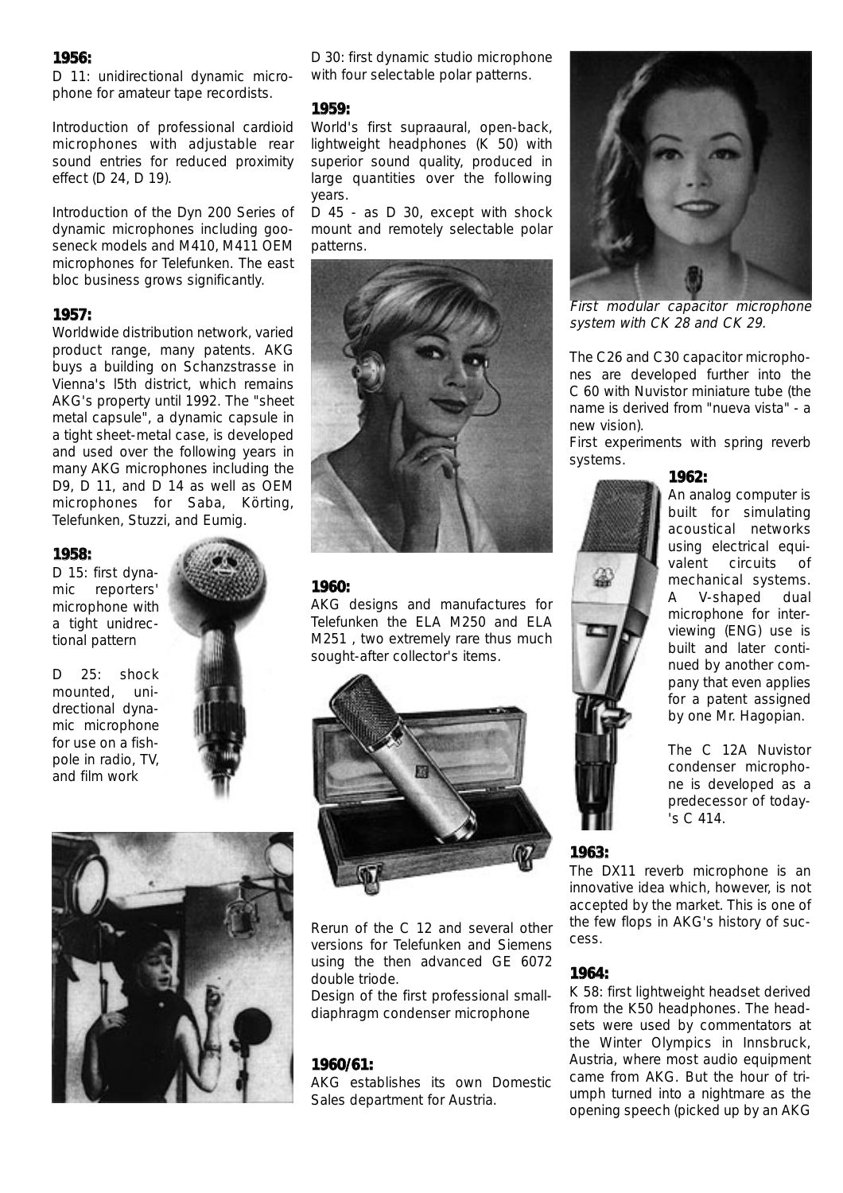**1956:**

D 11: unidirectional dynamic microphone for amateur tape recordists.

Introduction of professional cardioid microphones with adjustable rear sound entries for reduced proximity effect (D 24, D 19).

Introduction of the Dyn 200 Series of dynamic microphones including gooseneck models and M410, M411 OEM microphones for Telefunken. The east bloc business grows significantly.

**1957:**

Worldwide distribution network, varied product range, many patents. AKG buys a building on Schanzstrasse in Vienna's l5th district, which remains AKG's property until 1992. The "sheet metal capsule", a dynamic capsule in a tight sheet-metal case, is developed and used over the following years in many AKG microphones including the D9, D 11, and D 14 as well as OEM microphones for Saba, Körting, Telefunken, Stuzzi, and Eumig.

**1958:**

D 15: first dynamic reporters' microphone with a tight unidrectional pattern

D 25: shock mounted, unidrectional dynamic microphone for use on a fishpole in radio, TV, and film work

D 30: first dynamic studio microphone with four selectable polar patterns.

**1959:**

World's first supraaural, open-back, lightweight headphones (K 50) with superior sound quality, produced in large quantities over the following years.

D 45 - as D 30, except with shock mount and remotely selectable polar patterns.

**1960:**

AKG designs and manufactures for Telefunken the ELA M250 and ELA M251 , two extremely rare thus much sought-after collector's items.

Rerun of the C 12 and several other versions for Telefunken and Siemens using the then advanced GE 6072 double triode.

Design of the first professional small-diaphragm condenser microphone

**1960/61:**

AKG establishes its own Domestic Sales department for Austria.

*First modular capacitor microphone system with CK 28 and CK 29.*

The C26 and C30 capacitor microphones are developed further into the C 60 with Nuvistor miniature tube (the name is derived from "nueva vista" - a new vision).

First experiments with spring reverb systems.

**1962:**

An analog computer is built for simulating acoustical networks using electrical equivalent circuits of mechanical systems. A V-shaped dual microphone for interviewing (ENG) use is built and later continued by another company that even applies for a patent assigned by one Mr. Hagopian.

The C 12A Nuvistor condenser microphone is developed as a predecessor of today's C 414.

**1963:**

The DX11 reverb microphone is an innovative idea which, however, is not accepted by the market. This is one of the few flops in AKG's history of success.

**1964:**

K 58: first lightweight headset derived from the K50 headphones. The headsets were used by commentators at the Winter Olympics in Innsbruck, Austria, where most audio equipment came from AKG. But the hour of triumph turned into a nightmare as the opening speech (picked up by an AKG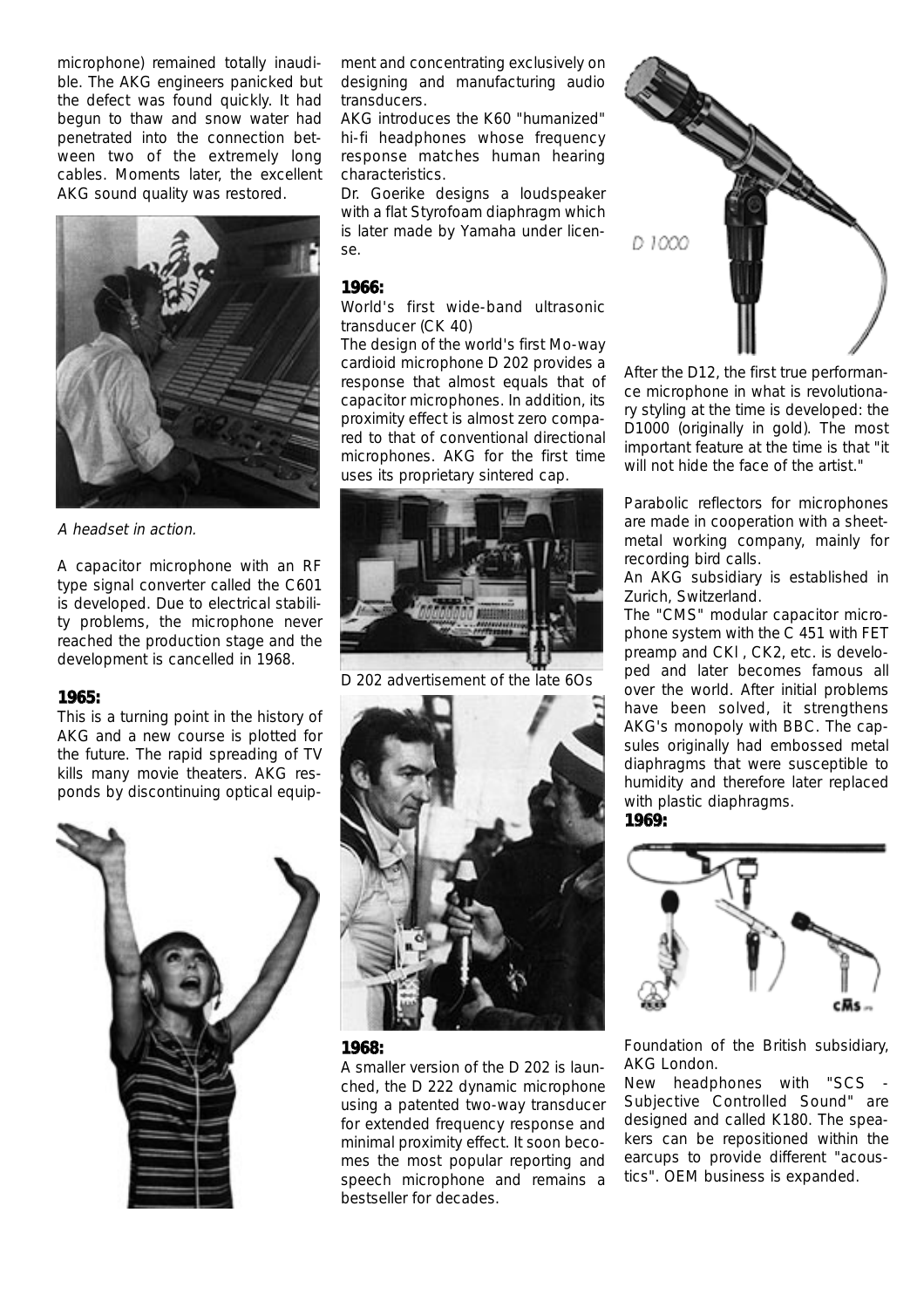microphone) remained totally inaudible. The AKG engineers panicked but the defect was found quickly. It had begun to thaw and snow water had penetrated into the connection between two of the extremely long cables. Moments later, the excellent AKG sound quality was restored.

*A headset in action.*

A capacitor microphone with an RF type signal converter called the C601 is developed. Due to electrical stability problems, the microphone never reached the production stage and the development is cancelled in 1968.

### 1965:

This is a turning point in the history of AKG and a new course is plotted for the future. The rapid spreading of TV kills many movie theaters. AKG responds by discontinuing optical equipment and concentrating exclusively on designing and manufacturing audio transducers.

AKG introduces the K60 "humanized" hi-fi headphones whose frequency response matches human hearing characteristics.

Dr. Goerike designs a loudspeaker with a flat Styrofoam diaphragm which is later made by Yamaha under license.

### 1966:

World's first wide-band ultrasonic transducer (CK 40)

The design of the world's first Mo-way cardioid microphone D 202 provides a response that almost equals that of capacitor microphones. In addition, its proximity effect is almost zero compared to that of conventional directional microphones. AKG for the first time uses its proprietary sintered cap.

D 202 advertisement of the late 6Os

### 1968:

A smaller version of the D 202 is launched, the D 222 dynamic microphone using a patented two-way transducer for extended frequency response and minimal proximity effect. It soon becomes the most popular reporting and speech microphone and remains a bestseller for decades.

D 1000

After the D12, the first true performance microphone in what is revolutionary styling at the time is developed: the D1000 (originally in gold). The most important feature at the time is that "it will not hide the face of the artist."

Parabolic reflectors for microphones are made in cooperation with a sheet-metal working company, mainly for recording bird calls.

An AKG subsidiary is established in Zurich, Switzerland.

The "CMS" modular capacitor microphone system with the C 451 with FET preamp and CKl , CK2, etc. is developed and later becomes famous all over the world. After initial problems have been solved, it strengthens AKG's monopoly with BBC. The capsules originally had embossed metal diaphragms that were susceptible to humidity and therefore later replaced with plastic diaphragms.

### 1969:

Foundation of the British subsidiary, AKG London.

New headphones with "SCS - Subjective Controlled Sound" are designed and called K180. The speakers can be repositioned within the earcups to provide different "acoustics". OEM business is expanded.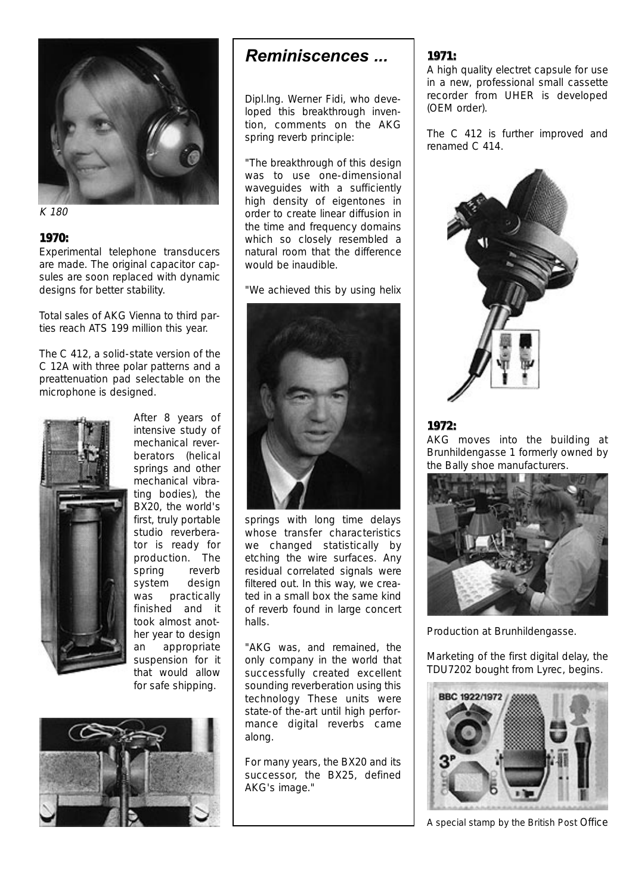K 180

### 1970:

Experimental telephone transducers are made. The original capacitor capsules are soon replaced with dynamic designs for better stability.

Total sales of AKG Vienna to third parties reach ATS 199 million this year.

The C 412, a solid-state version of the C 12A with three polar patterns and a preattenuation pad selectable on the microphone is designed.

After 8 years of intensive study of mechanical reverberators (helical springs and other mechanical vibrating bodies), the BX20, the world's first, truly portable studio reverberator is ready for production. The spring reverb system design was practically finished and it took almost another year to design an appropriate suspension for it that would allow for safe shipping.

## *Reminiscences ...*

Dipl.Ing. Werner Fidi, who developed this breakthrough invention, comments on the AKG spring reverb principle:

"The breakthrough of this design was to use one-dimensional waveguides with a sufficiently high density of eigentones in order to create linear diffusion in the time and frequency domains which so closely resembled a natural room that the difference would be inaudible.

"We achieved this by using helix springs with long time delays whose transfer characteristics we changed statistically by etching the wire surfaces. Any residual correlated signals were filtered out. In this way, we created in a small box the same kind of reverb found in large concert halls.

"AKG was, and remained, the only company in the world that successfully created excellent sounding reverberation using this technology These units were state-of the-art until high performance digital reverbs came along.

For many years, the BX20 and its successor, the BX25, defined AKG's image."

### 1971:

A high quality electret capsule for use in a new, professional small cassette recorder from UHER is developed (OEM order).

The C 412 is further improved and renamed C 414.

### 1972:

AKG moves into the building at Brunhildengasse 1 formerly owned by the Bally shoe manufacturers.

Production at Brunhildengasse.

Marketing of the first digital delay, the TDU7202 bought from Lyrec, begins.

A special stamp by the British Post Office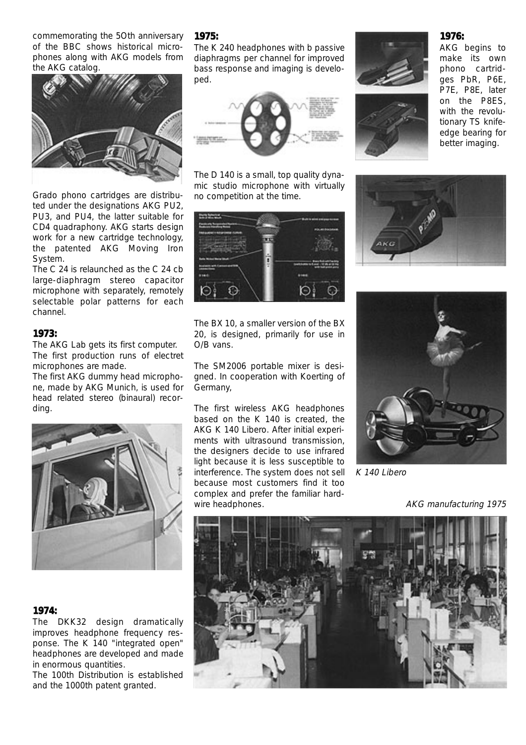commemorating the 5Oth anniversary of the BBC shows historical microphones along with AKG models from the AKG catalog.

Grado phono cartridges are distributed under the designations AKG PU2, PU3, and PU4, the latter suitable for CD4 quadraphony. AKG starts design work for a new cartridge technology, the patented AKG Moving Iron System.

The C 24 is relaunched as the C 24 cb large-diaphragm stereo capacitor microphone with separately, remotely selectable polar patterns for each channel.

### 1973:

The AKG Lab gets its first computer.

The first production runs of electret microphones are made.

The first AKG dummy head microphone, made by AKG Munich, is used for head related stereo (binaural) recording.

### 1974:

The DKK32 design dramatically improves headphone frequency response. The K 140 "integrated open" headphones are developed and made in enormous quantities.

The 100th Distribution is established and the 1000th patent granted.

### 1975:

The K 240 headphones with b passive diaphragms per channel for improved bass response and imaging is developed.

The D 140 is a small, top quality dynamic studio microphone with virtually no competition at the time.

The BX 10, a smaller version of the BX 20, is designed, primarily for use in O/B vans.

The SM2006 portable mixer is designed. In cooperation with Koerting of Germany,

The first wireless AKG headphones based on the K 140 is created, the AKG K 140 Libero. After initial experiments with ultrasound transmission, the designers decide to use infrared light because it is less susceptible to interference. The system does not sell because most customers find it too complex and prefer the familiar hardwire headphones.

### 1976:

AKG begins to make its own phono cartridges PbR, P6E, P7E, P8E, later on the P8ES, with the revolutionary TS knife-edge bearing for better imaging.

*K 140 Libero*

*AKG manufacturing 1975*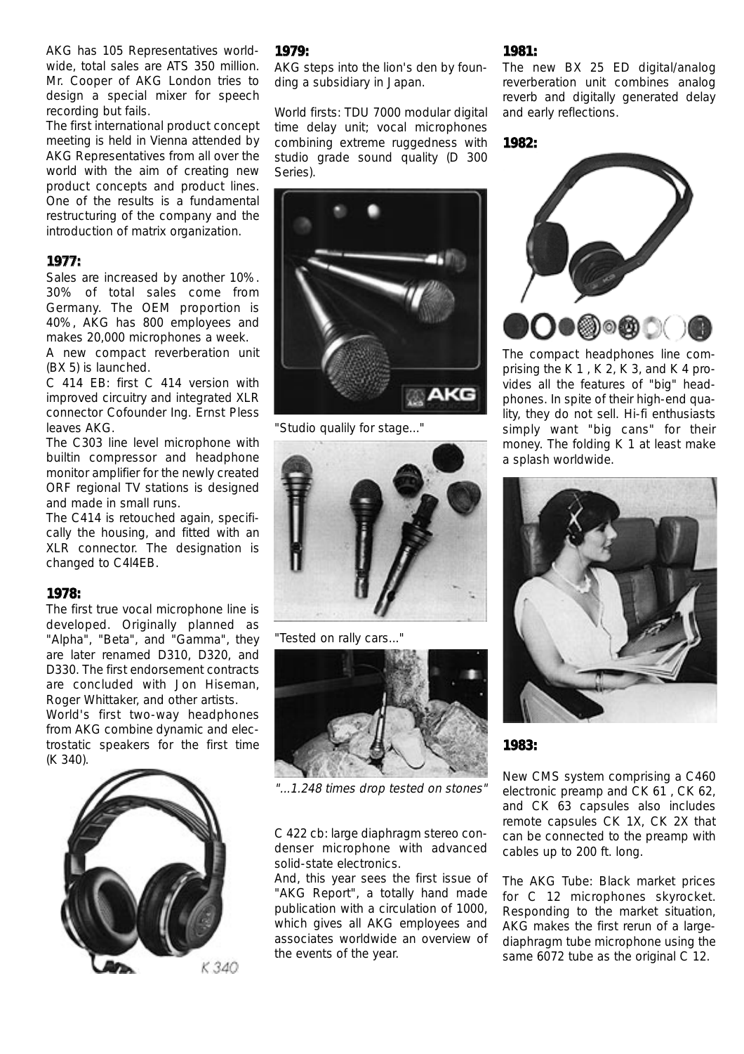AKG has 105 Representatives worldwide, total sales are ATS 350 million. Mr. Cooper of AKG London tries to design a special mixer for speech recording but fails.

The first international product concept meeting is held in Vienna attended by AKG Representatives from all over the world with the aim of creating new product concepts and product lines. One of the results is a fundamental restructuring of the company and the introduction of matrix organization.

## 1977:

Sales are increased by another 10%. 30% of total sales come from Germany. The OEM proportion is 40%, AKG has 800 employees and makes 20,000 microphones a week.

A new compact reverberation unit (BX 5) is launched.

C 414 EB: first C 414 version with improved circuitry and integrated XLR connector Cofounder Ing. Ernst Pless leaves AKG.

The C303 line level microphone with builtin compressor and headphone monitor amplifier for the newly created ORF regional TV stations is designed and made in small runs.

The C414 is retouched again, specifically the housing, and fitted with an XLR connector. The designation is changed to C4l4EB.

## 1978:

The first true vocal microphone line is developed. Originally planned as "Alpha", "Beta", and "Gamma", they are later renamed D310, D320, and D330. The first endorsement contracts are concluded with Jon Hiseman, Roger Whittaker, and other artists.

World's first two-way headphones from AKG combine dynamic and electrostatic speakers for the first time (K 340).

K 340

## 1979:

AKG steps into the lion's den by founding a subsidiary in Japan.

World firsts: TDU 7000 modular digital time delay unit; vocal microphones combining extreme ruggedness with studio grade sound quality (D 300 Series).

"Studio qualily for stage..."

"Tested on rally cars..."

*"...1.248 times drop tested on stones"*

C 422 cb: large diaphragm stereo condenser microphone with advanced solid-state electronics.

And, this year sees the first issue of "AKG Report", a totally hand made publication with a circulation of 1000, which gives all AKG employees and associates worldwide an overview of the events of the year.

## 1981:

The new BX 25 ED digital/analog reverberation unit combines analog reverb and digitally generated delay and early reflections.

## 1982:

The compact headphones line comprising the K 1, K 2, K 3, and K 4 provides all the features of "big" headphones. In spite of their high-end quality, they do not sell. Hi-fi enthusiasts simply want "big cans" for their money. The folding K 1 at least make a splash worldwide.

## 1983:

New CMS system comprising a C460 electronic preamp and CK 61, CK 62, and CK 63 capsules also includes remote capsules CK 1X, CK 2X that can be connected to the preamp with cables up to 200 ft. long.

The AKG Tube: Black market prices for C 12 microphones skyrocket. Responding to the market situation, AKG makes the first rerun of a large-diaphragm tube microphone using the same 6072 tube as the original C 12.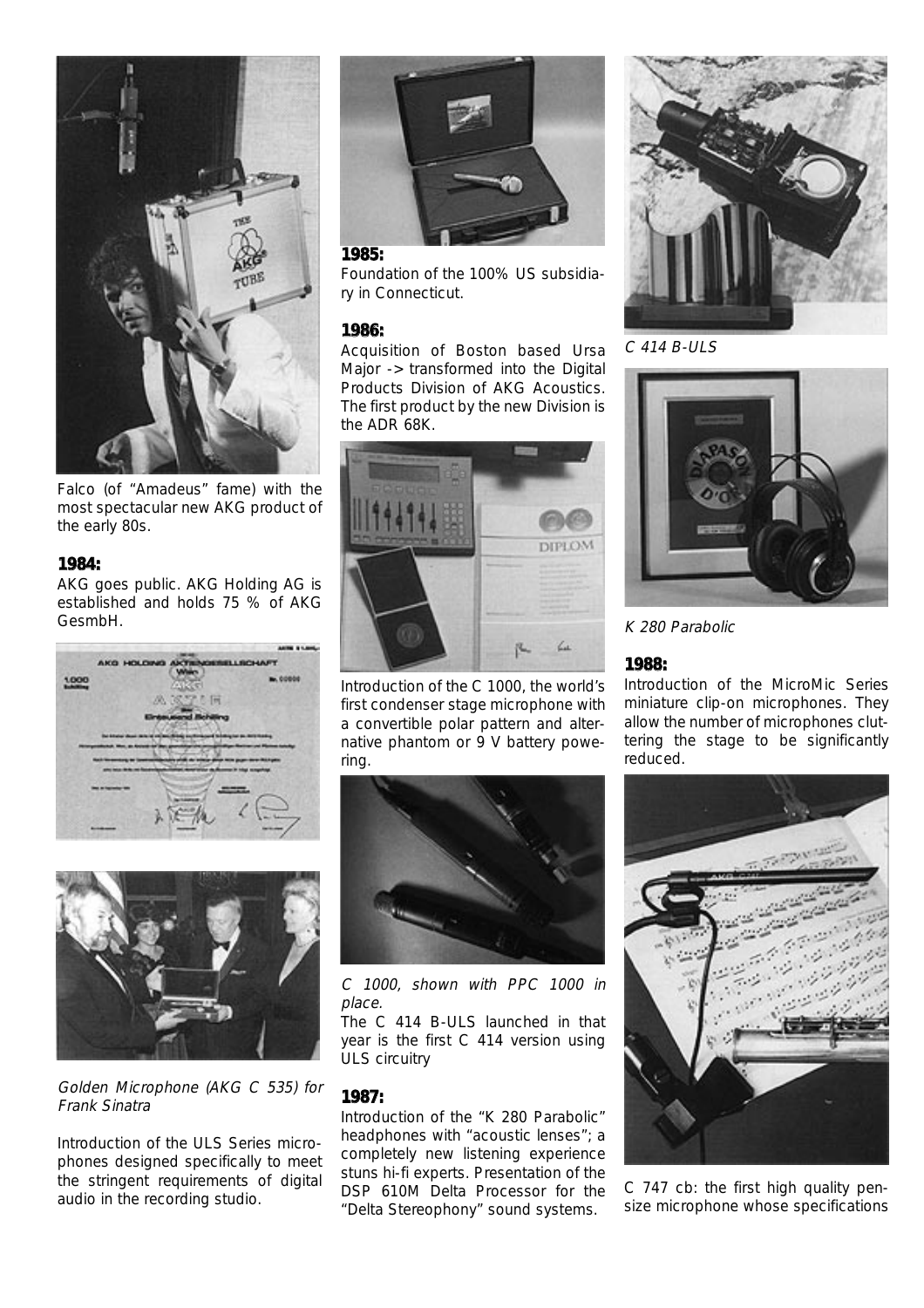Falco (of "Amadeus" fame) with the most spectacular new AKG product of the early 80s.

**1984:**

AKG goes public. AKG Holding AG is established and holds 75 % of AKG GesmbH.

*Golden Microphone (AKG C 535) for Frank Sinatra*

Introduction of the ULS Series microphones designed specifically to meet the stringent requirements of digital audio in the recording studio.

**1985:**

Foundation of the 100% US subsidiary in Connecticut.

**1986:**

Acquisition of Boston based Ursa Major -> transformed into the Digital Products Division of AKG Acoustics. The first product by the new Division is the ADR 68K.

Introduction of the C 1000, the world's first condenser stage microphone with a convertible polar pattern and alternative phantom or 9 V battery powering.

*C 1000, shown with PPC 1000 in place.*

The C 414 B-ULS launched in that year is the first C 414 version using ULS circuitry

**1987:**

Introduction of the "K 280 Parabolic" headphones with "acoustic lenses"; a completely new listening experience stuns hi-fi experts. Presentation of the DSP 610M Delta Processor for the "Delta Stereophony" sound systems.

*C 414 B-ULS*

*K 280 Parabolic*

**1988:**

Introduction of the MicroMic Series miniature clip-on microphones. They allow the number of microphones cluttering the stage to be significantly reduced.

C 747 cb: the first high quality pen-size microphone whose specifications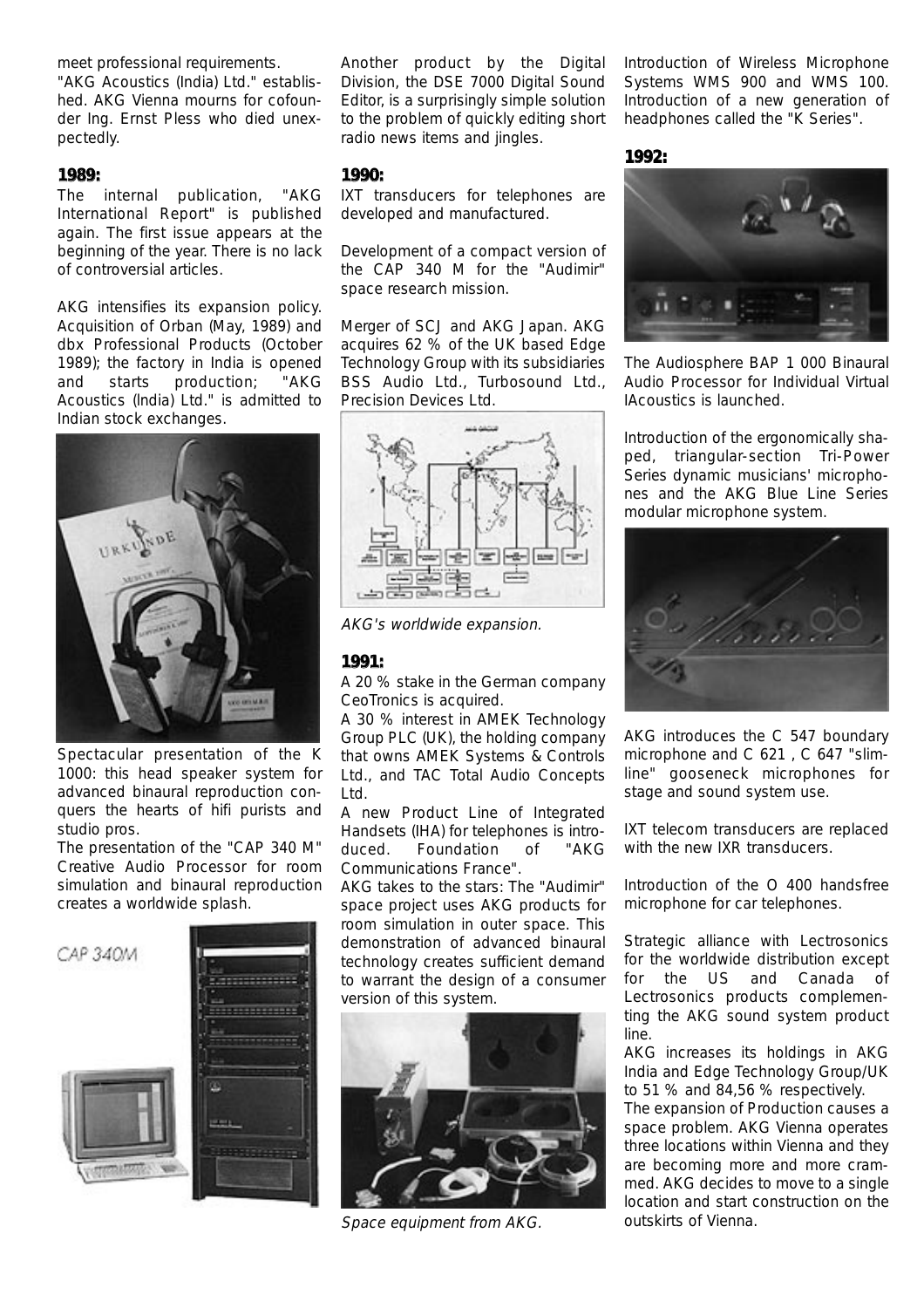meet professional requirements.

"AKG Acoustics (India) Ltd." established. AKG Vienna mourns for cofounder Ing. Ernst Pless who died unexpectedly.

### 1989:

The internal publication, "AKG International Report" is published again. The first issue appears at the beginning of the year. There is no lack of controversial articles.

AKG intensifies its expansion policy. Acquisition of Orban (May, 1989) and dbx Professional Products (October 1989); the factory in India is opened and starts production; "AKG Acoustics (India) Ltd." is admitted to Indian stock exchanges.

Spectacular presentation of the K 1000: this head speaker system for advanced binaural reproduction conquers the hearts of hifi purists and studio pros.

The presentation of the "CAP 340 M" Creative Audio Processor for room simulation and binaural reproduction creates a worldwide splash.

CAP 340M

Another product by the Digital Division, the DSE 7000 Digital Sound Editor, is a surprisingly simple solution to the problem of quickly editing short radio news items and jingles.

### 1990:

IXT transducers for telephones are developed and manufactured.

Development of a compact version of the CAP 340 M for the "Audimir" space research mission.

Merger of SCJ and AKG Japan. AKG acquires 62 % of the UK based Edge Technology Group with its subsidiaries BSS Audio Ltd., Turbosound Ltd., Precision Devices Ltd.

*AKG's worldwide expansion.*

### 1991:

A 20 % stake in the German company CeoTronics is acquired.

A 30 % interest in AMEK Technology Group PLC (UK), the holding company that owns AMEK Systems & Controls Ltd., and TAC Total Audio Concepts Ltd.

A new Product Line of Integrated Handsets (IHA) for telephones is introduced. Foundation of "AKG Communications France".

AKG takes to the stars: The "Audimir" space project uses AKG products for room simulation in outer space. This demonstration of advanced binaural technology creates sufficient demand to warrant the design of a consumer version of this system.

*Space equipment from AKG.*

Introduction of Wireless Microphone Systems WMS 900 and WMS 100. Introduction of a new generation of headphones called the "K Series".

### 1992:

The Audiosphere BAP 1 000 Binaural Audio Processor for Individual Virtual IAcoustics is launched.

Introduction of the ergonomically shaped, triangular-section Tri-Power Series dynamic musicians' microphones and the AKG Blue Line Series modular microphone system.

AKG introduces the C 547 boundary microphone and C 621 , C 647 "slimline" gooseneck microphones for stage and sound system use.

IXT telecom transducers are replaced with the new IXR transducers.

Introduction of the O 400 handsfree microphone for car telephones.

Strategic alliance with Lectrosonics for the worldwide distribution except for the US and Canada of Lectrosonics products complementing the AKG sound system product line.

AKG increases its holdings in AKG India and Edge Technology Group/UK to 51 % and 84,56 % respectively.

The expansion of Production causes a space problem. AKG Vienna operates three locations within Vienna and they are becoming more and more crammed. AKG decides to move to a single location and start construction on the outskirts of Vienna.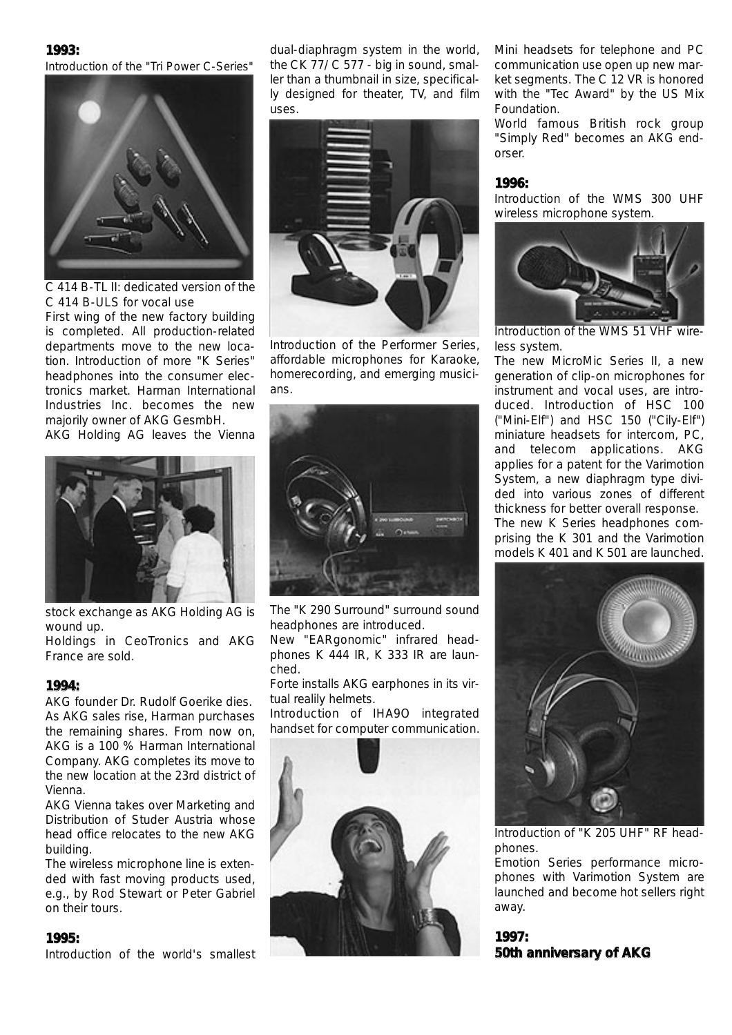**1993:**

Introduction of the "Tri Power C-Series"

C 414 B-TL II: dedicated version of the C 414 B-ULS for vocal use

First wing of the new factory building is completed. All production-related departments move to the new location. Introduction of more "K Series" headphones into the consumer electronics market. Harman International Industries Inc. becomes the new majorily owner of AKG GesmbH.

AKG Holding AG leaves the Vienna stock exchange as AKG Holding AG is wound up.

Holdings in CeoTronics and AKG France are sold.

**1994:**

AKG founder Dr. Rudolf Goerike dies.

As AKG sales rise, Harman purchases the remaining shares. From now on, AKG is a 100 % Harman International Company. AKG completes its move to the new location at the 23rd district of Vienna.

AKG Vienna takes over Marketing and Distribution of Studer Austria whose head office relocates to the new AKG building.

The wireless microphone line is extended with fast moving products used, e.g., by Rod Stewart or Peter Gabriel on their tours.

**1995:**

Introduction of the world's smallest dual-diaphragm system in the world, the CK 77/ C 577 - big in sound, smaller than a thumbnail in size, specifically designed for theater, TV, and film uses.

Introduction of the Performer Series, affordable microphones for Karaoke, homerecording, and emerging musicians.

The "K 290 Surround" surround sound headphones are introduced.

New "EARgonomic" infrared headphones K 444 IR, K 333 IR are launched.

Forte installs AKG earphones in its virtual reallly helmets.

Introduction of IHA9O integrated handset for computer communication.

Mini headsets for telephone and PC communication use open up new market segments. The C 12 VR is honored with the "Tec Award" by the US Mix Foundation.

World famous British rock group "Simply Red" becomes an AKG endorser.

**1996:**

Introduction of the WMS 300 UHF wireless microphone system.

Introduction of the WMS 51 VHF wireless system.

The new MicroMic Series II, a new generation of clip-on microphones for instrument and vocal uses, are introduced. Introduction of HSC 100 ("Mini-Elf") and HSC 150 ("Cily-Elf") miniature headsets for intercom, PC, and telecom applications. AKG applies for a patent for the Varimotion System, a new diaphragm type divided into various zones of different thickness for better overall response.

The new K Series headphones comprising the K 301 and the Varimotion models K 401 and K 501 are launched.

Introduction of "K 205 UHF" RF headphones.

Emotion Series performance microphones with Varimotion System are launched and become hot sellers right away.

**1997:**

**50th anniversary of AKG**